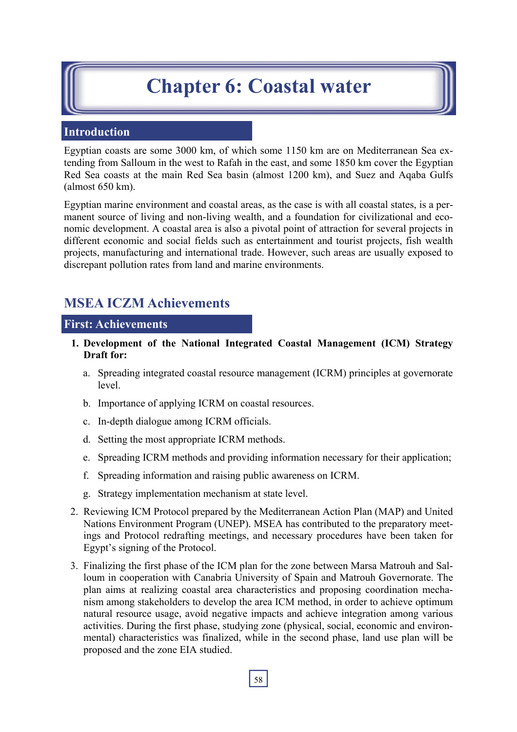# Chapter 6: Coastal water

## Introduction

Egyptian coasts are some 3000 km, of which some 1150 km are on Mediterranean Sea extending from Salloum in the west to Rafah in the east, and some 1850 km cover the Egyptian Red Sea coasts at the main Red Sea basin (almost 1200 km), and Suez and Aqaba Gulfs (almost 650 km).

Egyptian marine environment and coastal areas, as the case is with all coastal states, is a permanent source of living and non-living wealth, and a foundation for civilizational and economic development. A coastal area is also a pivotal point of attraction for several projects in different economic and social fields such as entertainment and tourist projects, fish wealth projects, manufacturing and international trade. However, such areas are usually exposed to discrepant pollution rates from land and marine environments.

## MSEA ICZM Achievements

### First: Achievements

1. **Development of the National Integrated Coastal Management (ICM) Strategy Draft for:**
   a. Spreading integrated coastal resource management (ICRM) principles at governorate level.
   b. Importance of applying ICRM on coastal resources.
   c. In-depth dialogue among ICRM officials.
   d. Setting the most appropriate ICRM methods.
   e. Spreading ICRM methods and providing information necessary for their application;
   f. Spreading information and raising public awareness on ICRM.
   g. Strategy implementation mechanism at state level.
2. Reviewing ICM Protocol prepared by the Mediterranean Action Plan (MAP) and United Nations Environment Program (UNEP). MSEA has contributed to the preparatory meetings and Protocol redrafting meetings, and necessary procedures have been taken for Egypt's signing of the Protocol.
3. Finalizing the first phase of the ICM plan for the zone between Marsa Matrouh and Salloum in cooperation with Canabria University of Spain and Matrouh Governorate. The plan aims at realizing coastal area characteristics and proposing coordination mechanism among stakeholders to develop the area ICM method, in order to achieve optimum natural resource usage, avoid negative impacts and achieve integration among various activities. During the first phase, studying zone (physical, social, economic and environmental) characteristics was finalized, while in the second phase, land use plan will be proposed and the zone EIA studied.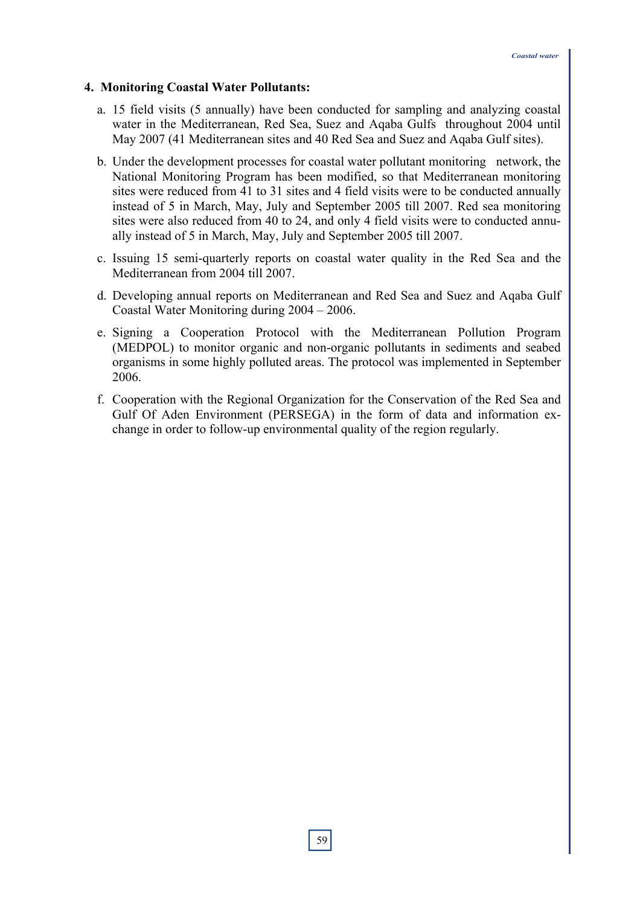**4. Monitoring Coastal Water Pollutants:**

a. 15 field visits (5 annually) have been conducted for sampling and analyzing coastal water in the Mediterranean, Red Sea, Suez and Aqaba Gulfs throughout 2004 until May 2007 (41 Mediterranean sites and 40 Red Sea and Suez and Aqaba Gulf sites).

b. Under the development processes for coastal water pollutant monitoring network, the National Monitoring Program has been modified, so that Mediterranean monitoring sites were reduced from 41 to 31 sites and 4 field visits were to be conducted annually instead of 5 in March, May, July and September 2005 till 2007. Red sea monitoring sites were also reduced from 40 to 24, and only 4 field visits were to conducted annually instead of 5 in March, May, July and September 2005 till 2007.

c. Issuing 15 semi-quarterly reports on coastal water quality in the Red Sea and the Mediterranean from 2004 till 2007.

d. Developing annual reports on Mediterranean and Red Sea and Suez and Aqaba Gulf Coastal Water Monitoring during 2004 – 2006.

e. Signing a Cooperation Protocol with the Mediterranean Pollution Program (MEDPOL) to monitor organic and non-organic pollutants in sediments and seabed organisms in some highly polluted areas. The protocol was implemented in September 2006.

f. Cooperation with the Regional Organization for the Conservation of the Red Sea and Gulf Of Aden Environment (PERSEGA) in the form of data and information exchange in order to follow-up environmental quality of the region regularly.